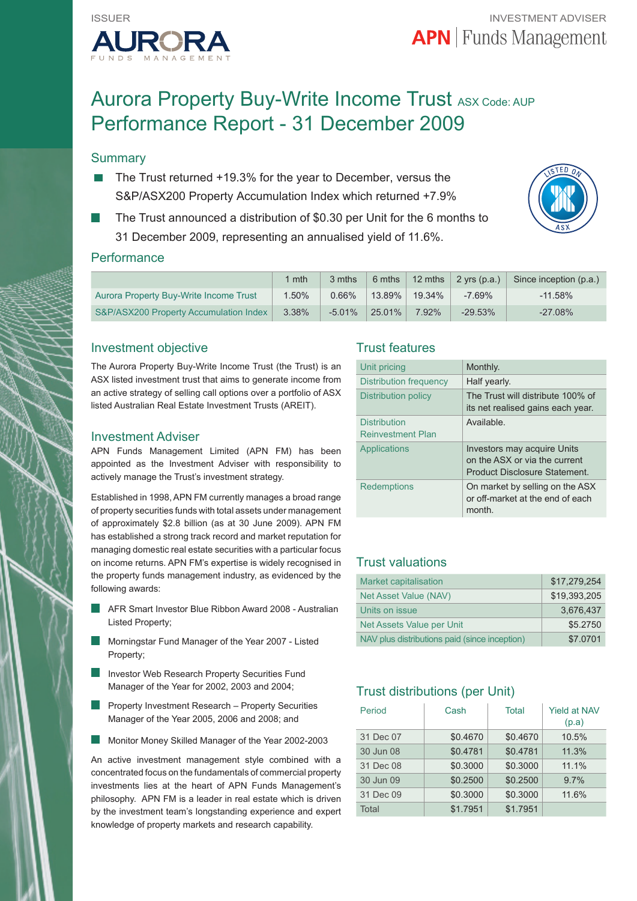ISSUER

AURORA FUNDS MANAGEMENT

INVESTMENT ADVISER

APN | Funds Management

# Aurora Property Buy-Write Income Trust ASX Code: AUP
# Performance Report - 31 December 2009

## Summary

- The Trust returned +19.3% for the year to December, versus the S&P/ASX200 Property Accumulation Index which returned +7.9%
- The Trust announced a distribution of $0.30 per Unit for the 6 months to 31 December 2009, representing an annualised yield of 11.6%.

## Performance

| | 1 mth | 3 mths | 6 mths | 12 mths | 2 yrs (p.a.) | Since inception (p.a.) |
|---|---|---|---|---|---|---|
| Aurora Property Buy-Write Income Trust | 1.50% | 0.66% | 13.89% | 19.34% | -7.69% | -11.58% |
| S&P/ASX200 Property Accumulation Index | 3.38% | -5.01% | 25.01% | 7.92% | -29.53% | -27.08% |

## Investment objective

The Aurora Property Buy-Write Income Trust (the Trust) is an ASX listed investment trust that aims to generate income from an active strategy of selling call options over a portfolio of ASX listed Australian Real Estate Investment Trusts (AREIT).

## Investment Adviser

APN Funds Management Limited (APN FM) has been appointed as the Investment Adviser with responsibility to actively manage the Trust's investment strategy.

Established in 1998, APN FM currently manages a broad range of property securities funds with total assets under management of approximately $2.8 billion (as at 30 June 2009). APN FM has established a strong track record and market reputation for managing domestic real estate securities with a particular focus on income returns. APN FM's expertise is widely recognised in the property funds management industry, as evidenced by the following awards:

- AFR Smart Investor Blue Ribbon Award 2008 - Australian Listed Property;
- Morningstar Fund Manager of the Year 2007 - Listed Property;
- Investor Web Research Property Securities Fund Manager of the Year for 2002, 2003 and 2004;
- Property Investment Research – Property Securities Manager of the Year 2005, 2006 and 2008; and
- Monitor Money Skilled Manager of the Year 2002-2003

An active investment management style combined with a concentrated focus on the fundamentals of commercial property investments lies at the heart of APN Funds Management's philosophy. APN FM is a leader in real estate which is driven by the investment team's longstanding experience and expert knowledge of property markets and research capability.

## Trust features

| | |
|---|---|
| Unit pricing | Monthly. |
| Distribution frequency | Half yearly. |
| Distribution policy | The Trust will distribute 100% of its net realised gains each year. |
| Distribution Reinvestment Plan | Available. |
| Applications | Investors may acquire Units on the ASX or via the current Product Disclosure Statement. |
| Redemptions | On market by selling on the ASX or off-market at the end of each month. |

## Trust valuations

| | |
|---|---|
| Market capitalisation | $17,279,254 |
| Net Asset Value (NAV) | $19,393,205 |
| Units on issue | 3,676,437 |
| Net Assets Value per Unit | $5.2750 |
| NAV plus distributions paid (since inception) | $7.0701 |

## Trust distributions (per Unit)

| Period | Cash | Total | Yield at NAV (p.a) |
|---|---|---|---|
| 31 Dec 07 | $0.4670 | $0.4670 | 10.5% |
| 30 Jun 08 | $0.4781 | $0.4781 | 11.3% |
| 31 Dec 08 | $0.3000 | $0.3000 | 11.1% |
| 30 Jun 09 | $0.2500 | $0.2500 | 9.7% |
| 31 Dec 09 | $0.3000 | $0.3000 | 11.6% |
| Total | $1.7951 | $1.7951 | |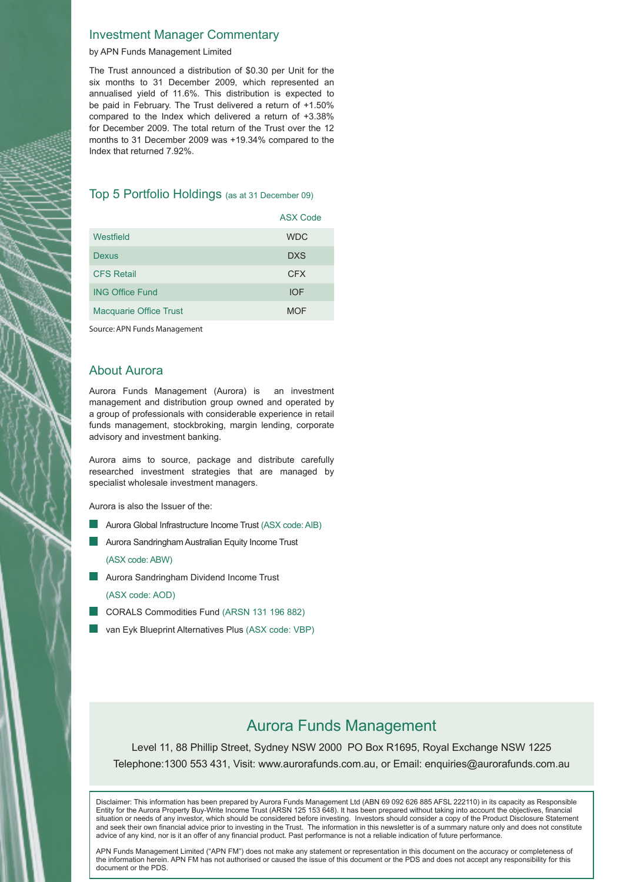## Investment Manager Commentary

by APN Funds Management Limited

The Trust announced a distribution of $0.30 per Unit for the six months to 31 December 2009, which represented an annualised yield of 11.6%. This distribution is expected to be paid in February. The Trust delivered a return of +1.50% compared to the Index which delivered a return of +3.38% for December 2009. The total return of the Trust over the 12 months to 31 December 2009 was +19.34% compared to the Index that returned 7.92%.

## Top 5 Portfolio Holdings (as at 31 December 09)

| | ASX Code |
|---|---|
| Westfield | WDC |
| Dexus | DXS |
| CFS Retail | CFX |
| ING Office Fund | IOF |
| Macquarie Office Trust | MOF |

Source: APN Funds Management

## About Aurora

Aurora Funds Management (Aurora) is an investment management and distribution group owned and operated by a group of professionals with considerable experience in retail funds management, stockbroking, margin lending, corporate advisory and investment banking.

Aurora aims to source, package and distribute carefully researched investment strategies that are managed by specialist wholesale investment managers.

Aurora is also the Issuer of the:

- Aurora Global Infrastructure Income Trust (ASX code: AIB)
- Aurora Sandringham Australian Equity Income Trust (ASX code: ABW)
- Aurora Sandringham Dividend Income Trust (ASX code: AOD)
- CORALS Commodities Fund (ARSN 131 196 882)
- van Eyk Blueprint Alternatives Plus (ASX code: VBP)

## Aurora Funds Management

Level 11, 88 Phillip Street, Sydney NSW 2000 PO Box R1695, Royal Exchange NSW 1225

Telephone:1300 553 431, Visit: www.aurorafunds.com.au, or Email: enquiries@aurorafunds.com.au

Disclaimer: This information has been prepared by Aurora Funds Management Ltd (ABN 69 092 626 885 AFSL 222110) in its capacity as Responsible Entity for the Aurora Property Buy-Write Income Trust (ARSN 125 153 648). It has been prepared without taking into account the objectives, financial situation or needs of any investor, which should be considered before investing. Investors should consider a copy of the Product Disclosure Statement and seek their own financial advice prior to investing in the Trust. The information in this newsletter is of a summary nature only and does not constitute advice of any kind, nor is it an offer of any financial product. Past performance is not a reliable indication of future performance.

APN Funds Management Limited ("APN FM") does not make any statement or representation in this document on the accuracy or completeness of the information herein. APN FM has not authorised or caused the issue of this document or the PDS and does not accept any responsibility for this document or the PDS.